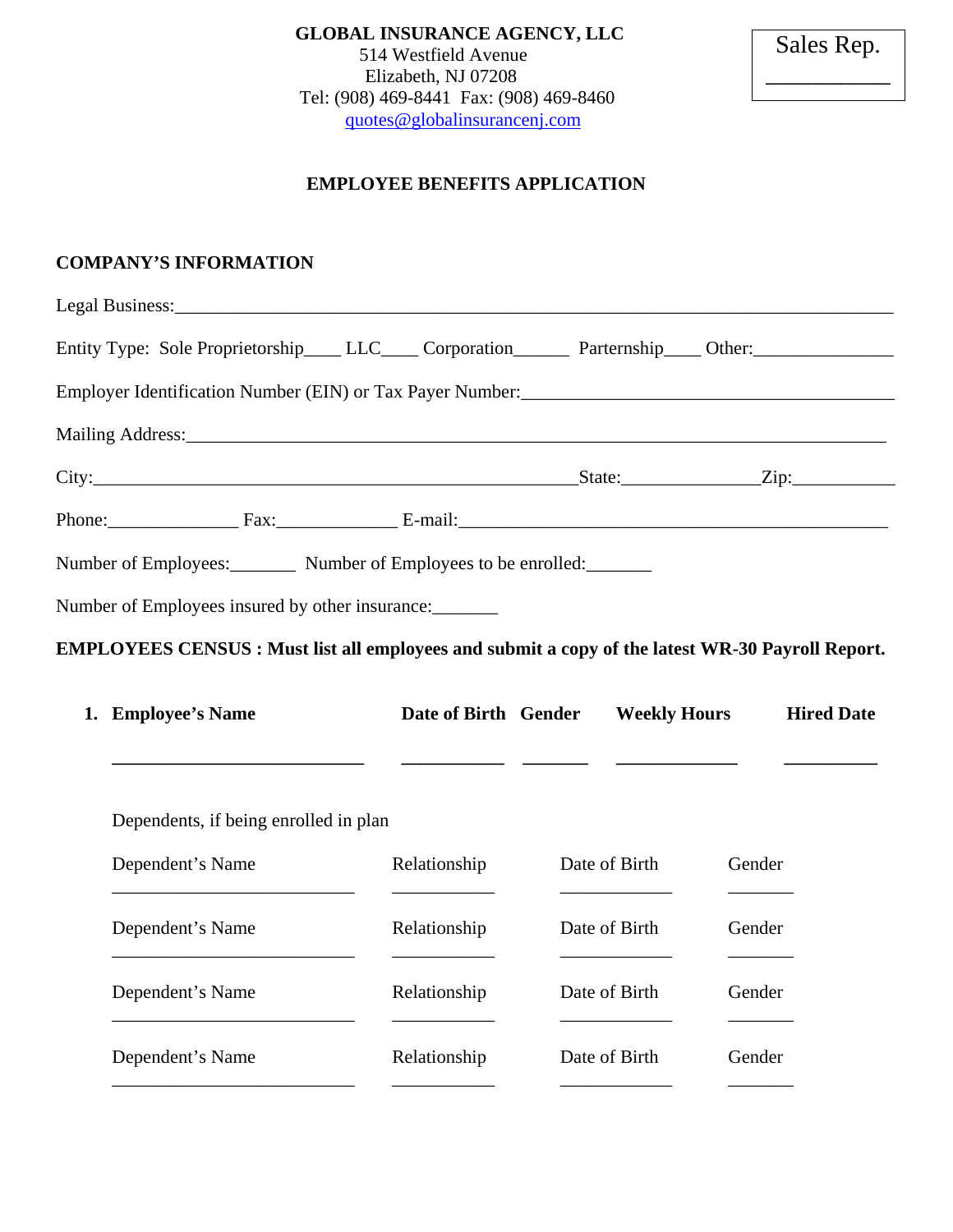**GLOBAL INSURANCE AGENCY, LLC**
514 Westfield Avenue
Elizabeth, NJ 07208
Tel: (908) 469-8441 Fax: (908) 469-8460
quotes@globalinsurancenj.com

Sales Rep. ___________

## EMPLOYEE BENEFITS APPLICATION

### COMPANY'S INFORMATION

Legal Business:_______________________________________________________________________________

Entity Type: Sole Proprietorship____ LLC____ Corporation______ Parternship____ Other:_______________

Employer Identification Number (EIN) or Tax Payer Number:________________________________________

Mailing Address:______________________________________________________________________________

City:_____________________________________________________State:_______________Zip:___________

Phone:______________ Fax:_____________ E-mail:_______________________________________________

Number of Employees:_______ Number of Employees to be enrolled:_______

Number of Employees insured by other insurance:_______

**EMPLOYEES CENSUS : Must list all employees and submit a copy of the latest WR-30 Payroll Report.**

| 1. Employee's Name | Date of Birth | Gender | Weekly Hours | Hired Date |
|---|---|---|---|---|
| ____________________________ | ___________ | _______ | _____________ | __________ |

Dependents, if being enrolled in plan

| Dependent's Name | Relationship | Date of Birth | Gender |
|---|---|---|---|
| ___________________________ | ___________ | ____________ | _______ |
| ___________________________ | ___________ | ____________ | _______ |
| ___________________________ | ___________ | ____________ | _______ |
| ___________________________ | ___________ | ____________ | _______ |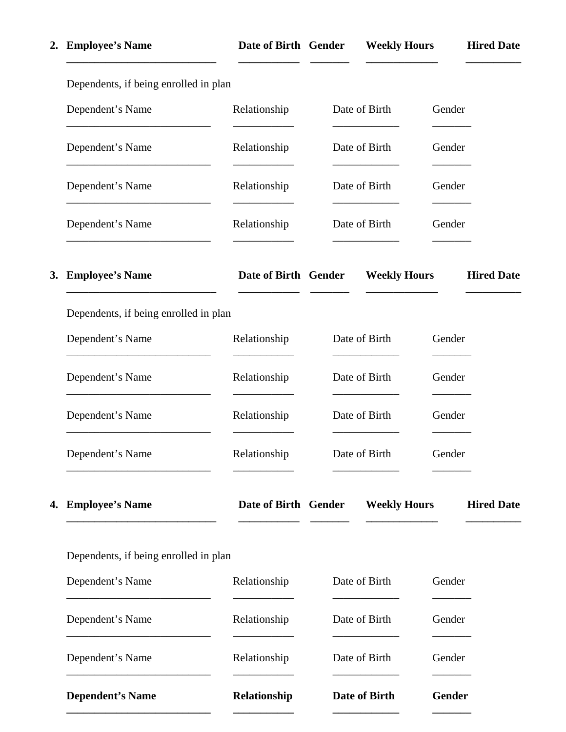2. **Employee's Name** ____________________________ **Date of Birth** ___________ **Gender** _______ **Weekly Hours** _____________ **Hired Date** __________

Dependents, if being enrolled in plan

Dependent's Name ___________________________ Relationship ___________ Date of Birth ____________ Gender _______

Dependent's Name ___________________________ Relationship ___________ Date of Birth ____________ Gender _______

Dependent's Name ___________________________ Relationship ___________ Date of Birth ____________ Gender _______

Dependent's Name ___________________________ Relationship ___________ Date of Birth ____________ Gender _______

3. **Employee's Name** ____________________________ **Date of Birth** ___________ **Gender** _______ **Weekly Hours** _____________ **Hired Date** __________

Dependents, if being enrolled in plan

Dependent's Name ___________________________ Relationship ___________ Date of Birth ____________ Gender _______

Dependent's Name ___________________________ Relationship ___________ Date of Birth ____________ Gender _______

Dependent's Name ___________________________ Relationship ___________ Date of Birth ____________ Gender _______

Dependent's Name ___________________________ Relationship ___________ Date of Birth ____________ Gender _______

4. **Employee's Name** ____________________________ **Date of Birth** ___________ **Gender** _______ **Weekly Hours** _____________ **Hired Date** __________

Dependents, if being enrolled in plan

Dependent's Name ___________________________ Relationship ___________ Date of Birth ____________ Gender _______

Dependent's Name ___________________________ Relationship ___________ Date of Birth ____________ Gender _______

Dependent's Name ___________________________ Relationship ___________ Date of Birth ____________ Gender _______

**Dependent's Name** ___________________________ **Relationship** ___________ **Date of Birth** ____________ **Gender** _______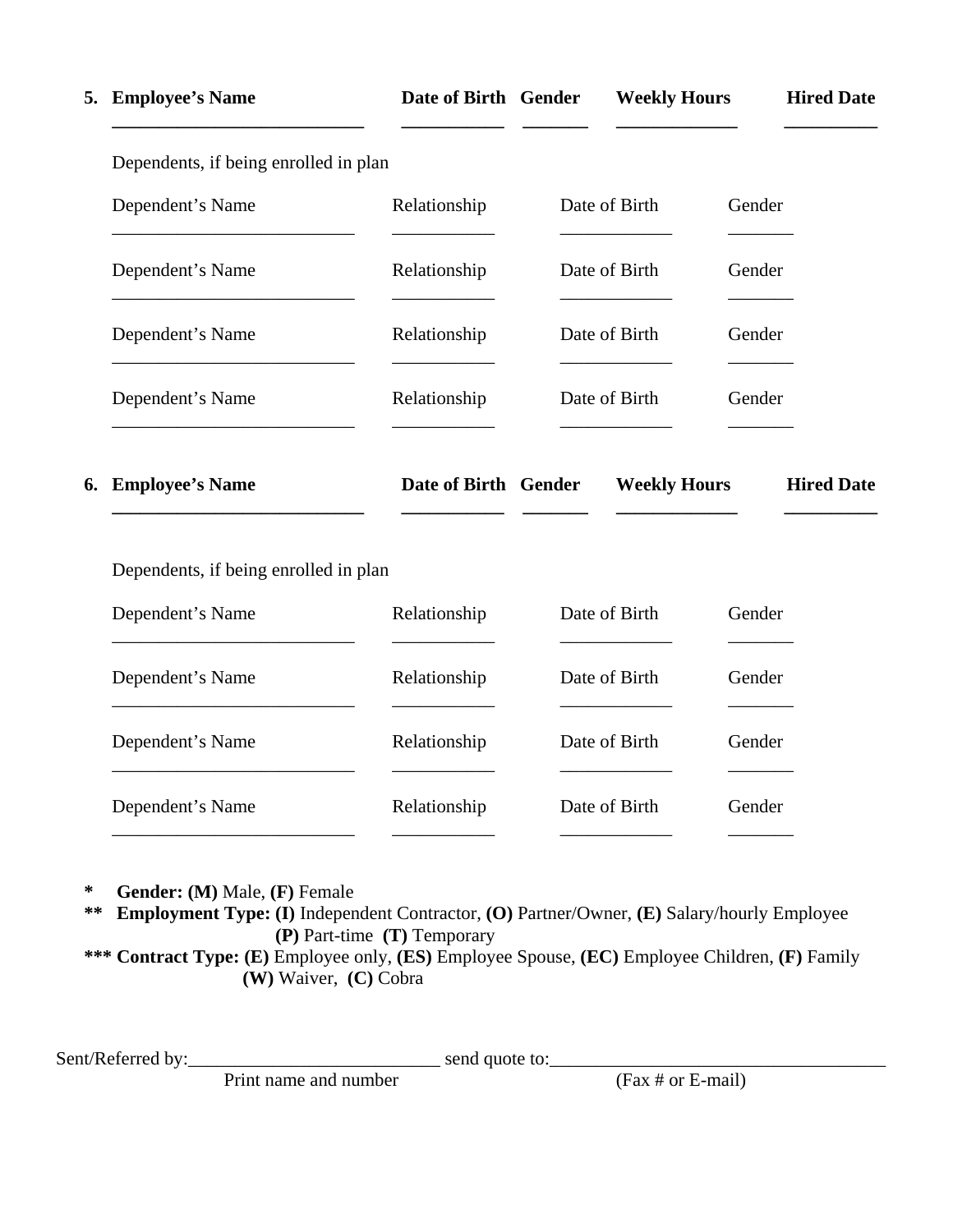5. **Employee's Name** \_\_\_\_\_\_\_\_\_\_\_\_\_\_\_\_\_\_\_\_\_\_\_\_\_\_\_\_ **Date of Birth** \_\_\_\_\_\_\_\_\_\_\_ **Gender** \_\_\_\_\_\_\_ **Weekly Hours** \_\_\_\_\_\_\_\_\_\_\_\_\_ **Hired Date** \_\_\_\_\_\_\_\_\_\_

Dependents, if being enrolled in plan

| Dependent's Name | Relationship | Date of Birth | Gender |
|---|---|---|---|
| ___________________________ | ___________ | ____________ | _______ |
| ___________________________ | ___________ | ____________ | _______ |
| ___________________________ | ___________ | ____________ | _______ |
| ___________________________ | ___________ | ____________ | _______ |

6. **Employee's Name** \_\_\_\_\_\_\_\_\_\_\_\_\_\_\_\_\_\_\_\_\_\_\_\_\_\_\_\_ **Date of Birth** \_\_\_\_\_\_\_\_\_\_\_ **Gender** \_\_\_\_\_\_\_ **Weekly Hours** \_\_\_\_\_\_\_\_\_\_\_\_\_ **Hired Date** \_\_\_\_\_\_\_\_\_\_

Dependents, if being enrolled in plan

| Dependent's Name | Relationship | Date of Birth | Gender |
|---|---|---|---|
| ___________________________ | ___________ | ____________ | _______ |
| ___________________________ | ___________ | ____________ | _______ |
| ___________________________ | ___________ | ____________ | _______ |
| ___________________________ | ___________ | ____________ | _______ |

\* **Gender: (M)** Male, **(F)** Female

\** **Employment Type: (I)** Independent Contractor, **(O)** Partner/Owner, **(E)** Salary/hourly Employee **(P)** Part-time **(T)** Temporary

\*** **Contract Type: (E)** Employee only, **(ES)** Employee Spouse, **(EC)** Employee Children, **(F)** Family **(W)** Waiver, **(C)** Cobra

Sent/Referred by:\_\_\_\_\_\_\_\_\_\_\_\_\_\_\_\_\_\_\_\_\_\_\_\_\_\_\_\_ send quote to:\_\_\_\_\_\_\_\_\_\_\_\_\_\_\_\_\_\_\_\_\_\_\_\_\_\_\_\_\_\_\_\_\_\_\_\_\_
Print name and number (Fax # or E-mail)